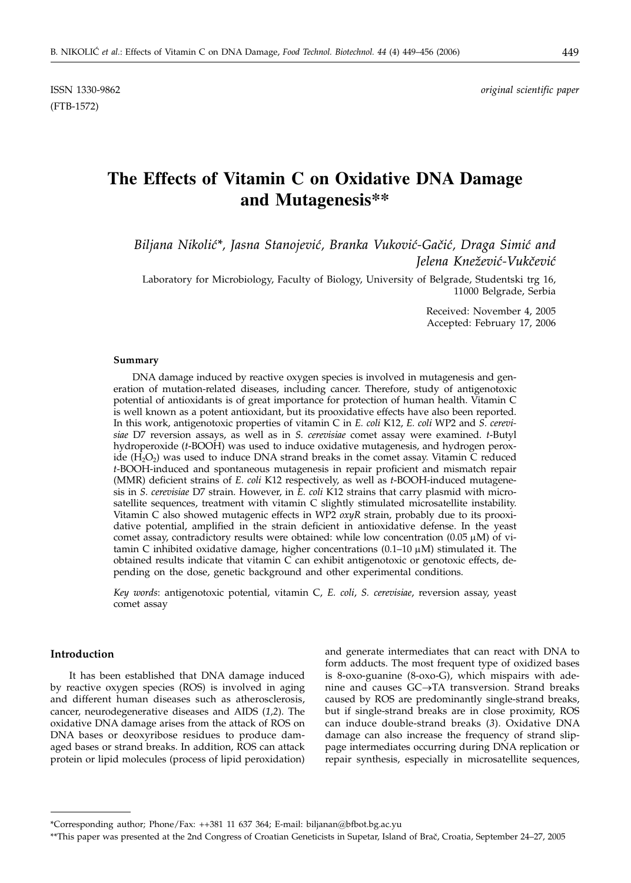ISSN 1330-9862 *original scientific paper*

(FTB-1572)

# The Effects of Vitamin C on Oxidative DNA Damage and Mutagenesis**

*Biljana Nikolić*, Jasna Stanojević, Branka Vuković-Gačić, Draga Simić and Jelena Knežević-Vukčević*

Laboratory for Microbiology, Faculty of Biology, University of Belgrade, Studentski trg 16, 11000 Belgrade, Serbia

Received: November 4, 2005
Accepted: February 17, 2006

#### Summary

DNA damage induced by reactive oxygen species is involved in mutagenesis and generation of mutation-related diseases, including cancer. Therefore, study of antigenotoxic potential of antioxidants is of great importance for protection of human health. Vitamin C is well known as a potent antioxidant, but its prooxidative effects have also been reported. In this work, antigenotoxic properties of vitamin C in *E. coli* K12, *E. coli* WP2 and *S. cerevisiae* D7 reversion assays, as well as in *S. cerevisiae* comet assay were examined. *t*-Butyl hydroperoxide (*t*-BOOH) was used to induce oxidative mutagenesis, and hydrogen peroxide ($H_2O_2$) was used to induce DNA strand breaks in the comet assay. Vitamin C reduced *t*-BOOH-induced and spontaneous mutagenesis in repair proficient and mismatch repair (MMR) deficient strains of *E. coli* K12 respectively, as well as *t*-BOOH-induced mutagenesis in *S. cerevisiae* D7 strain. However, in *E. coli* K12 strains that carry plasmid with microsatellite sequences, treatment with vitamin C slightly stimulated microsatellite instability. Vitamin C also showed mutagenic effects in WP2 *oxyR* strain, probably due to its prooxidative potential, amplified in the strain deficient in antioxidative defense. In the yeast comet assay, contradictory results were obtained: while low concentration (0.05 μM) of vitamin C inhibited oxidative damage, higher concentrations (0.1–10 μM) stimulated it. The obtained results indicate that vitamin C can exhibit antigenotoxic or genotoxic effects, depending on the dose, genetic background and other experimental conditions.

*Key words*: antigenotoxic potential, vitamin C, *E. coli*, *S. cerevisiae*, reversion assay, yeast comet assay

## Introduction

It has been established that DNA damage induced by reactive oxygen species (ROS) is involved in aging and different human diseases such as atherosclerosis, cancer, neurodegenerative diseases and AIDS (*1,2*). The oxidative DNA damage arises from the attack of ROS on DNA bases or deoxyribose residues to produce damaged bases or strand breaks. In addition, ROS can attack protein or lipid molecules (process of lipid peroxidation) and generate intermediates that can react with DNA to form adducts. The most frequent type of oxidized bases is 8-oxo-guanine (8-oxo-G), which mispairs with adenine and causes GC→TA transversion. Strand breaks caused by ROS are predominantly single-strand breaks, but if single-strand breaks are in close proximity, ROS can induce double-strand breaks (*3*). Oxidative DNA damage can also increase the frequency of strand slippage intermediates occurring during DNA replication or repair synthesis, especially in microsatellite sequences,

---

*Corresponding author; Phone/Fax: ++381 11 637 364; E-mail: biljanan@bfbot.bg.ac.yu

**This paper was presented at the 2nd Congress of Croatian Geneticists in Supetar, Island of Brač, Croatia, September 24–27, 2005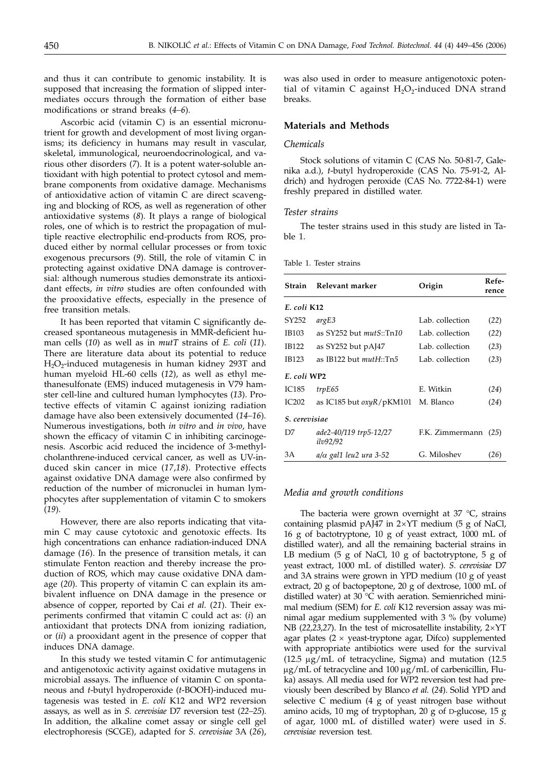and thus it can contribute to genomic instability. It is supposed that increasing the formation of slipped intermediates occurs through the formation of either base modifications or strand breaks (*4–6*).

Ascorbic acid (vitamin C) is an essential micronutrient for growth and development of most living organisms; its deficiency in humans may result in vascular, skeletal, immunological, neuroendocrinological, and various other disorders (*7*). It is a potent water-soluble antioxidant with high potential to protect cytosol and membrane components from oxidative damage. Mechanisms of antioxidative action of vitamin C are direct scavenging and blocking of ROS, as well as regeneration of other antioxidative systems (*8*). It plays a range of biological roles, one of which is to restrict the propagation of multiple reactive electrophilic end-products from ROS, produced either by normal cellular processes or from toxic exogenous precursors (*9*). Still, the role of vitamin C in protecting against oxidative DNA damage is controversial: although numerous studies demonstrate its antioxidant effects, *in vitro* studies are often confounded with the prooxidative effects, especially in the presence of free transition metals.

It has been reported that vitamin C significantly decreased spontaneous mutagenesis in MMR-deficient human cells (*10*) as well as in *mutT* strains of *E. coli* (*11*). There are literature data about its potential to reduce $H_2O_2$-induced mutagenesis in human kidney 293T and human myeloid HL-60 cells (*12*), as well as ethyl methanesulfonate (EMS) induced mutagenesis in V79 hamster cell-line and cultured human lymphocytes (*13*). Protective effects of vitamin C against ionizing radiation damage have also been extensively documented (*14–16*). Numerous investigations, both *in vitro* and *in vivo*, have shown the efficacy of vitamin C in inhibiting carcinogenesis. Ascorbic acid reduced the incidence of 3-methylcholanthrene-induced cervical cancer, as well as UV-induced skin cancer in mice (*17,18*). Protective effects against oxidative DNA damage were also confirmed by reduction of the number of micronuclei in human lymphocytes after supplementation of vitamin C to smokers (*19*).

However, there are also reports indicating that vitamin C may cause cytotoxic and genotoxic effects. Its high concentrations can enhance radiation-induced DNA damage (*16*). In the presence of transition metals, it can stimulate Fenton reaction and thereby increase the production of ROS, which may cause oxidative DNA damage (*20*). This property of vitamin C can explain its ambivalent influence on DNA damage in the presence or absence of copper, reported by Cai *et al.* (*21*). Their experiments confirmed that vitamin C could act as: (*i*) an antioxidant that protects DNA from ionizing radiation, or (*ii*) a prooxidant agent in the presence of copper that induces DNA damage.

In this study we tested vitamin C for antimutagenic and antigenotoxic activity against oxidative mutagens in microbial assays. The influence of vitamin C on spontaneous and *t*-butyl hydroperoxide (*t*-BOOH)-induced mutagenesis was tested in *E. coli* K12 and WP2 reversion assays, as well as in *S. cerevisiae* D7 reversion test (*22–25*). In addition, the alkaline comet assay or single cell gel electrophoresis (SCGE), adapted for *S. cerevisiae* 3A (*26*), was also used in order to measure antigenotoxic potential of vitamin C against $H_2O_2$-induced DNA strand breaks.

## Materials and Methods

### *Chemicals*

Stock solutions of vitamin C (CAS No. 50-81-7, Galenika a.d.), *t*-butyl hydroperoxide (CAS No. 75-91-2, Aldrich) and hydrogen peroxide (CAS No. 7722-84-1) were freshly prepared in distilled water.

### *Tester strains*

The tester strains used in this study are listed in Table 1.

Table 1. Tester strains

| Strain | Relevant marker | Origin | Reference |
|---|---|---|---|
| ***E. coli* K12** | | | |
| SY252 | *argE3* | Lab. collection | (*22*) |
| IB103 | as SY252 but *mutS*::Tn*10* | Lab. collection | (*22*) |
| IB122 | as SY252 but pAJ47 | Lab. collection | (*23*) |
| IB123 | as IB122 but *mutH*::Tn*5* | Lab. collection | (*23*) |
| ***E. coli* WP2** | | | |
| IC185 | *trpE65* | E. Witkin | (*24*) |
| IC202 | as IC185 but *oxyR*/pKM101 | M. Blanco | (*24*) |
| ***S. cerevisiae*** | | | |
| D7 | *ade2-40/119 trp5-12/27 ilv92/92* | F.K. Zimmermann | (*25*) |
| 3A | *a/α gal1 leu2 ura 3-52* | G. Miloshev | (*26*) |

### *Media and growth conditions*

The bacteria were grown overnight at 37 °C, strains containing plasmid pAJ47 in 2×YT medium (5 g of NaCl, 16 g of bactotryptone, 10 g of yeast extract, 1000 mL of distilled water), and all the remaining bacterial strains in LB medium (5 g of NaCl, 10 g of bactotryptone, 5 g of yeast extract, 1000 mL of distilled water). *S. cerevisiae* D7 and 3A strains were grown in YPD medium (10 g of yeast extract, 20 g of bactopeptone, 20 g of dextrose, 1000 mL of distilled water) at 30 °C with aeration. Semienriched minimal medium (SEM) for *E. coli* K12 reversion assay was minimal agar medium supplemented with 3 % (by volume) NB (*22,23,27*). In the test of microsatellite instability, 2×YT agar plates (2 × yeast-tryptone agar, Difco) supplemented with appropriate antibiotics were used for the survival (12.5 μg/mL of tetracycline, Sigma) and mutation (12.5 μg/mL of tetracycline and 100 μg/mL of carbenicillin, Fluka) assays. All media used for WP2 reversion test had previously been described by Blanco *et al.* (*24*). Solid YPD and selective C medium (4 g of yeast nitrogen base without amino acids, 10 mg of tryptophan, 20 g of D-glucose, 15 g of agar, 1000 mL of distilled water) were used in *S. cerevisiae* reversion test.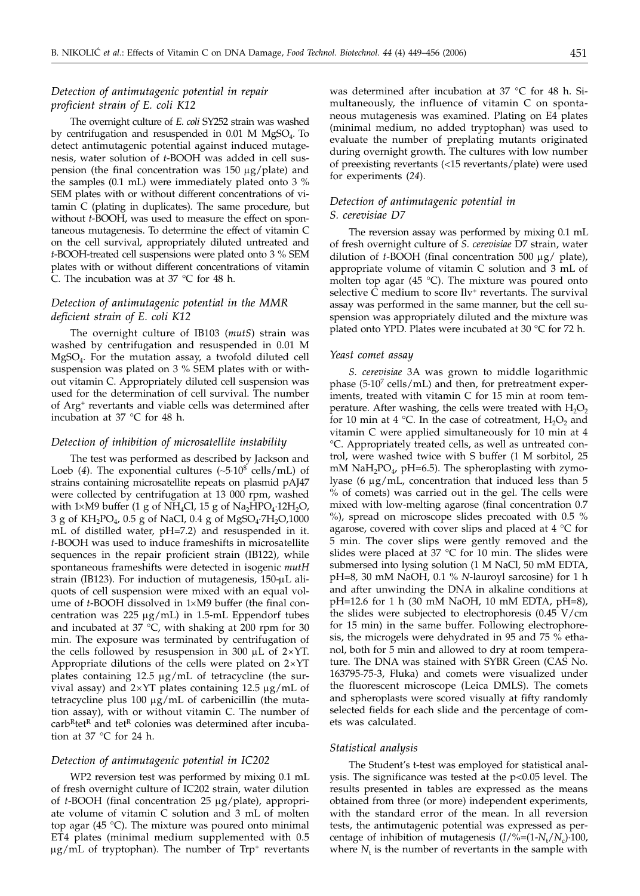### *Detection of antimutagenic potential in repair proficient strain of E. coli K12*

The overnight culture of *E. coli* SY252 strain was washed by centrifugation and resuspended in 0.01 M $MgSO_4$. To detect antimutagenic potential against induced mutagenesis, water solution of *t*-BOOH was added in cell suspension (the final concentration was 150 μg/plate) and the samples (0.1 mL) were immediately plated onto 3 % SEM plates with or without different concentrations of vitamin C (plating in duplicates). The same procedure, but without *t*-BOOH, was used to measure the effect on spontaneous mutagenesis. To determine the effect of vitamin C on the cell survival, appropriately diluted untreated and *t*-BOOH-treated cell suspensions were plated onto 3 % SEM plates with or without different concentrations of vitamin C. The incubation was at 37 °C for 48 h.

### *Detection of antimutagenic potential in the MMR deficient strain of E. coli K12*

The overnight culture of IB103 (*mutS*) strain was washed by centrifugation and resuspended in 0.01 M $MgSO_4$. For the mutation assay, a twofold diluted cell suspension was plated on 3 % SEM plates with or without vitamin C. Appropriately diluted cell suspension was used for the determination of cell survival. The number of $Arg^+$ revertants and viable cells was determined after incubation at 37 °C for 48 h.

### *Detection of inhibition of microsatellite instability*

The test was performed as described by Jackson and Loeb (*4*). The exponential cultures (~$5\cdot10^8$ cells/mL) of strains containing microsatellite repeats on plasmid pAJ47 were collected by centrifugation at 13 000 rpm, washed with 1×M9 buffer (1 g of $NH_4Cl$, 15 g of $Na_2HPO_4\cdot12H_2O$, 3 g of $KH_2PO_4$, 0.5 g of NaCl, 0.4 g of $MgSO_4\cdot7H_2O$,1000 mL of distilled water, pH=7.2) and resuspended in it. *t*-BOOH was used to induce frameshifts in microsatellite sequences in the repair proficient strain (IB122), while spontaneous frameshifts were detected in isogenic *mutH* strain (IB123). For induction of mutagenesis, 150-μL aliquots of cell suspension were mixed with an equal volume of *t*-BOOH dissolved in 1×M9 buffer (the final concentration was 225 μg/mL) in 1.5-mL Eppendorf tubes and incubated at 37 °C, with shaking at 200 rpm for 30 min. The exposure was terminated by centrifugation of the cells followed by resuspension in 300 μL of 2×YT. Appropriate dilutions of the cells were plated on 2×YT plates containing 12.5 μg/mL of tetracycline (the survival assay) and 2×YT plates containing 12.5 μg/mL of tetracycline plus 100 μg/mL of carbenicillin (the mutation assay), with or without vitamin C. The number of $carb^R tet^R$ and $tet^R$ colonies was determined after incubation at 37 °C for 24 h.

### *Detection of antimutagenic potential in IC202*

WP2 reversion test was performed by mixing 0.1 mL of fresh overnight culture of IC202 strain, water dilution of *t*-BOOH (final concentration 25 μg/plate), appropriate volume of vitamin C solution and 3 mL of molten top agar (45 °C). The mixture was poured onto minimal ET4 plates (minimal medium supplemented with 0.5 μg/mL of tryptophan). The number of $Trp^+$ revertants was determined after incubation at 37 °C for 48 h. Simultaneously, the influence of vitamin C on spontaneous mutagenesis was examined. Plating on E4 plates (minimal medium, no added tryptophan) was used to evaluate the number of preplating mutants originated during overnight growth. The cultures with low number of preexisting revertants (<15 revertants/plate) were used for experiments (*24*).

### *Detection of antimutagenic potential in S. cerevisiae D7*

The reversion assay was performed by mixing 0.1 mL of fresh overnight culture of *S. cerevisiae* D7 strain, water dilution of *t*-BOOH (final concentration 500 μg/ plate), appropriate volume of vitamin C solution and 3 mL of molten top agar (45 °C). The mixture was poured onto selective C medium to score $Ilv^+$ revertants. The survival assay was performed in the same manner, but the cell suspension was appropriately diluted and the mixture was plated onto YPD. Plates were incubated at 30 °C for 72 h.

### *Yeast comet assay*

*S. cerevisiae* 3A was grown to middle logarithmic phase ($5\cdot10^7$ cells/mL) and then, for pretreatment experiments, treated with vitamin C for 15 min at room temperature. After washing, the cells were treated with $H_2O_2$ for 10 min at 4 °C. In the case of cotreatment, $H_2O_2$ and vitamin C were applied simultaneously for 10 min at 4 °C. Appropriately treated cells, as well as untreated control, were washed twice with S buffer (1 M sorbitol, 25 mM $NaH_2PO_4$, pH=6.5). The spheroplasting with zymolyase (6 μg/mL, concentration that induced less than 5 % of comets) was carried out in the gel. The cells were mixed with low-melting agarose (final concentration 0.7 %), spread on microscope slides precoated with 0.5 % agarose, covered with cover slips and placed at 4 °C for 5 min. The cover slips were gently removed and the slides were placed at 37 °C for 10 min. The slides were submersed into lysing solution (1 M NaCl, 50 mM EDTA, pH=8, 30 mM NaOH, 0.1 % *N*-lauroyl sarcosine) for 1 h and after unwinding the DNA in alkaline conditions at pH=12.6 for 1 h (30 mM NaOH, 10 mM EDTA, pH=8), the slides were subjected to electrophoresis (0.45 V/cm for 15 min) in the same buffer. Following electrophoresis, the microgels were dehydrated in 95 and 75 % ethanol, both for 5 min and allowed to dry at room temperature. The DNA was stained with SYBR Green (CAS No. 163795-75-3, Fluka) and comets were visualized under the fluorescent microscope (Leica DMLS). The comets and spheroplasts were scored visually at fifty randomly selected fields for each slide and the percentage of comets was calculated.

### *Statistical analysis*

The Student's t-test was employed for statistical analysis. The significance was tested at the $p<0.05$ level. The results presented in tables are expressed as the means obtained from three (or more) independent experiments, with the standard error of the mean. In all reversion tests, the antimutagenic potential was expressed as percentage of inhibition of mutagenesis ($I/\%=(1-N_t/N_c)\cdot100$, where $N_t$ is the number of revertants in the sample with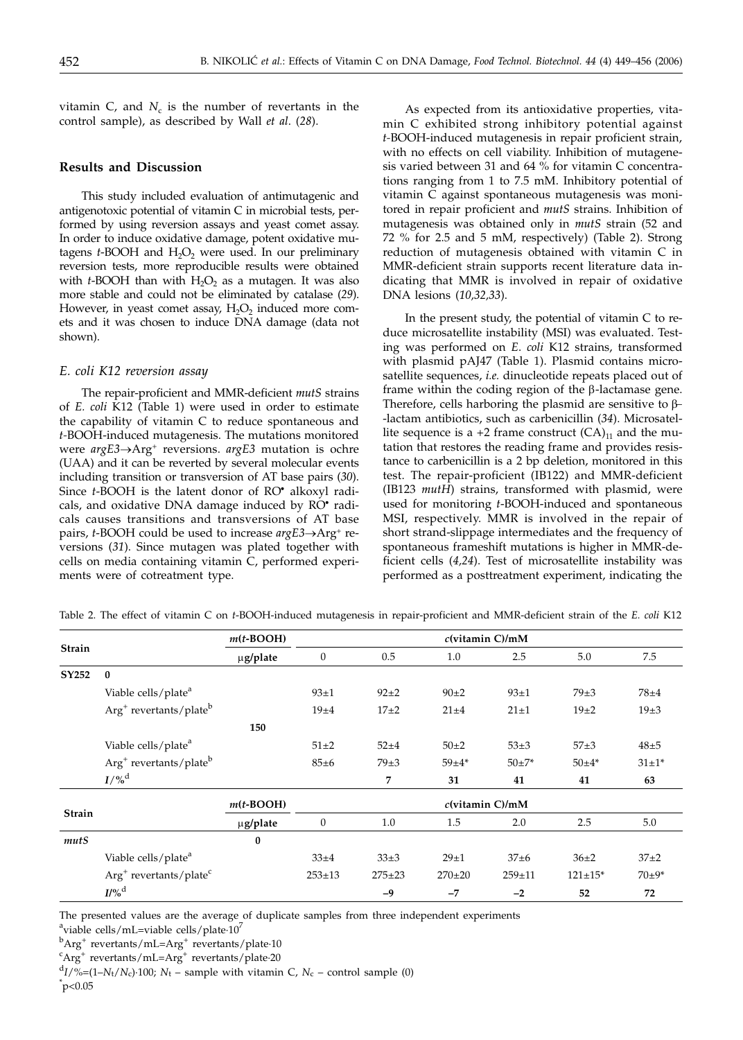vitamin C, and $N_c$ is the number of revertants in the control sample), as described by Wall *et al*. (*28*).

## Results and Discussion

This study included evaluation of antimutagenic and antigenotoxic potential of vitamin C in microbial tests, performed by using reversion assays and yeast comet assay. In order to induce oxidative damage, potent oxidative mutagens *t*-BOOH and $H_2O_2$ were used. In our preliminary reversion tests, more reproducible results were obtained with *t*-BOOH than with $H_2O_2$ as a mutagen. It was also more stable and could not be eliminated by catalase (*29*). However, in yeast comet assay, $H_2O_2$ induced more comets and it was chosen to induce DNA damage (data not shown).

### *E. coli K12 reversion assay*

The repair-proficient and MMR-deficient *mutS* strains of *E. coli* K12 (Table 1) were used in order to estimate the capability of vitamin C to reduce spontaneous and *t*-BOOH-induced mutagenesis. The mutations monitored were *argE3*→$Arg^+$ reversions. *argE3* mutation is ochre (UAA) and it can be reverted by several molecular events including transition or transversion of AT base pairs (*30*). Since *t*-BOOH is the latent donor of $RO^\bullet$ alkoxyl radicals, and oxidative DNA damage induced by $RO^\bullet$ radicals causes transitions and transversions of AT base pairs, *t*-BOOH could be used to increase *argE3*→$Arg^+$ reversions (*31*). Since mutagen was plated together with cells on media containing vitamin C, performed experiments were of cotreatment type.

As expected from its antioxidative properties, vitamin C exhibited strong inhibitory potential against *t*-BOOH-induced mutagenesis in repair proficient strain, with no effects on cell viability. Inhibition of mutagenesis varied between 31 and 64 % for vitamin C concentrations ranging from 1 to 7.5 mM. Inhibitory potential of vitamin C against spontaneous mutagenesis was monitored in repair proficient and *mutS* strains. Inhibition of mutagenesis was obtained only in *mutS* strain (52 and 72 % for 2.5 and 5 mM, respectively) (Table 2). Strong reduction of mutagenesis obtained with vitamin C in MMR-deficient strain supports recent literature data indicating that MMR is involved in repair of oxidative DNA lesions (*10,32,33*).

In the present study, the potential of vitamin C to reduce microsatellite instability (MSI) was evaluated. Testing was performed on *E. coli* K12 strains, transformed with plasmid pAJ47 (Table 1). Plasmid contains microsatellite sequences, *i.e.* dinucleotide repeats placed out of frame within the coding region of the β-lactamase gene. Therefore, cells harboring the plasmid are sensitive to β-lactam antibiotics, such as carbenicillin (*34*). Microsatellite sequence is a +2 frame construct $(CA)_{11}$ and the mutation that restores the reading frame and provides resistance to carbenicillin is a 2 bp deletion, monitored in this test. The repair-proficient (IB122) and MMR-deficient (IB123 *mutH*) strains, transformed with plasmid, were used for monitoring *t*-BOOH-induced and spontaneous MSI, respectively. MMR is involved in the repair of short strand-slippage intermediates and the frequency of spontaneous frameshift mutations is higher in MMR-deficient cells (*4,24*). Test of microsatellite instability was performed as a posttreatment experiment, indicating the

Table 2. The effect of vitamin C on *t*-BOOH-induced mutagenesis in repair-proficient and MMR-deficient strain of the *E. coli* K12

| Strain | | $m$(*t*-BOOH) | $c$(vitamin C)/mM | | | | | |
|---|---|---|---|---|---|---|---|---|
| | | μg/plate | 0 | 0.5 | 1.0 | 2.5 | 5.0 | 7.5 |
| **SY252** | **0** | | | | | | | |
| | Viable cells/plate[a] | | 93±1 | 92±2 | 90±2 | 93±1 | 79±3 | 78±4 |
| | $Arg^+$ revertants/plate[b] | | 19±4 | 17±2 | 21±4 | 21±1 | 19±2 | 19±3 |
| | | **150** | | | | | | |
| | Viable cells/plate[a] | | 51±2 | 52±4 | 50±2 | 53±3 | 57±3 | 48±5 |
| | $Arg^+$ revertants/plate[b] | | 85±6 | 79±3 | 59±4* | 50±7* | 50±4* | 31±1* |
| | $I$/%[d] | | | **7** | **31** | **41** | **41** | **63** |
| **Strain** | | $m$(*t*-BOOH) | $c$(vitamin C)/mM | | | | | |
| | | μg/plate | 0 | 1.0 | 1.5 | 2.0 | 2.5 | 5.0 |
| ***mutS*** | | **0** | | | | | | |
| | Viable cells/plate[a] | | 33±4 | 33±3 | 29±1 | 37±6 | 36±2 | 37±2 |
| | $Arg^+$ revertants/plate[c] | | 253±13 | 275±23 | 270±20 | 259±11 | 121±15* | 70±9* |
| | $I$/%[d] | | | **–9** | **–7** | **–2** | **52** | **72** |

The presented values are the average of duplicate samples from three independent experiments

[a]viable cells/mL=viable cells/plate·$10^7$

[b]$Arg^+$ revertants/mL=$Arg^+$ revertants/plate·10

[c]$Arg^+$ revertants/mL=$Arg^+$ revertants/plate·20

[d]$I$/%=(1–$N_t$/$N_c$)·100; $N_t$ – sample with vitamin C, $N_c$ – control sample (0)

*p<0.05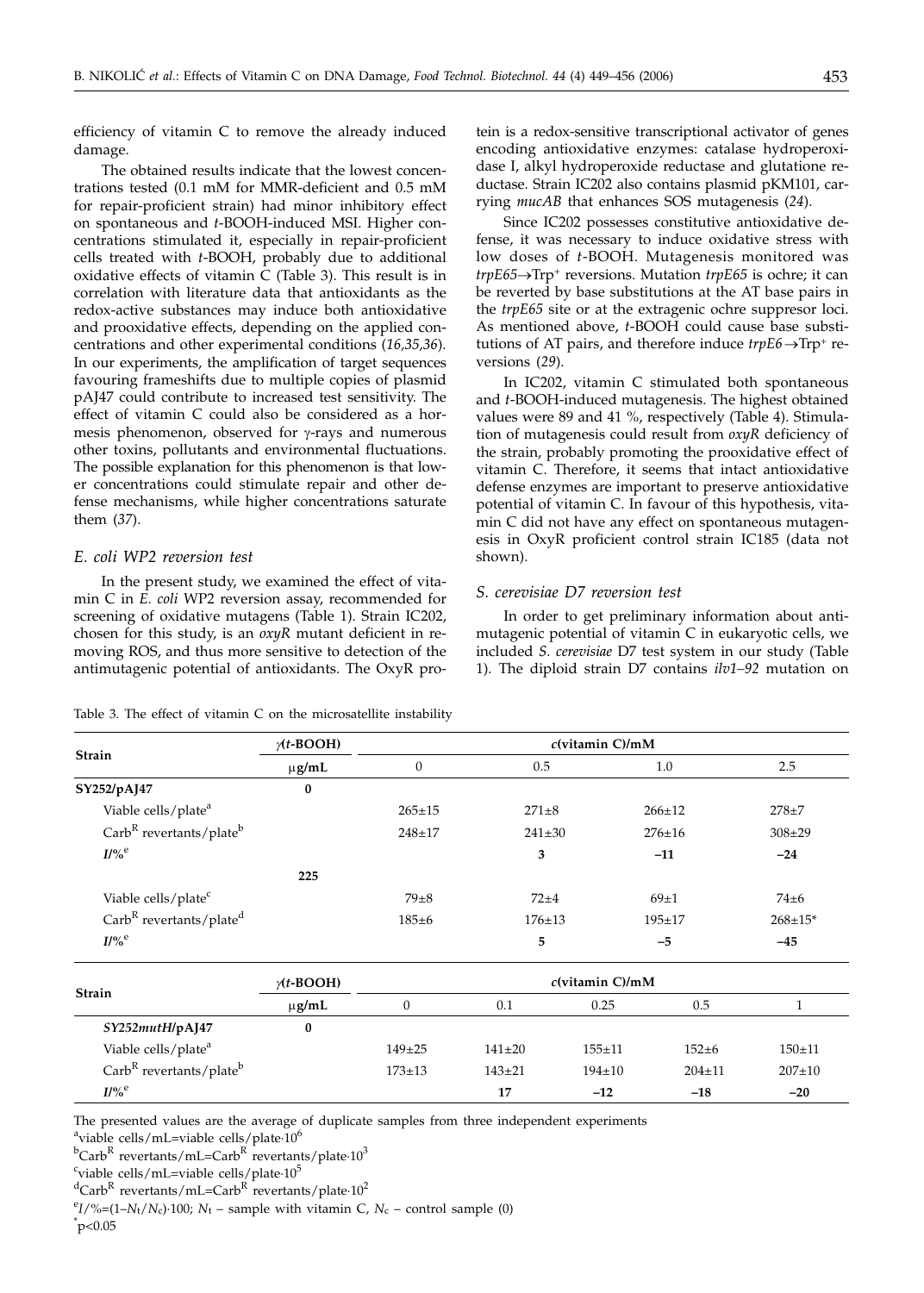efficiency of vitamin C to remove the already induced damage.

The obtained results indicate that the lowest concentrations tested (0.1 mM for MMR-deficient and 0.5 mM for repair-proficient strain) had minor inhibitory effect on spontaneous and *t*-BOOH-induced MSI. Higher concentrations stimulated it, especially in repair-proficient cells treated with *t*-BOOH, probably due to additional oxidative effects of vitamin C (Table 3). This result is in correlation with literature data that antioxidants as the redox-active substances may induce both antioxidative and prooxidative effects, depending on the applied concentrations and other experimental conditions (*16,35,36*). In our experiments, the amplification of target sequences favouring frameshifts due to multiple copies of plasmid pAJ47 could contribute to increased test sensitivity. The effect of vitamin C could also be considered as a hormesis phenomenon, observed for γ-rays and numerous other toxins, pollutants and environmental fluctuations. The possible explanation for this phenomenon is that lower concentrations could stimulate repair and other defense mechanisms, while higher concentrations saturate them (*37*).

### *E. coli WP2 reversion test*

In the present study, we examined the effect of vitamin C in *E. coli* WP2 reversion assay, recommended for screening of oxidative mutagens (Table 1). Strain IC202, chosen for this study, is an *oxyR* mutant deficient in removing ROS, and thus more sensitive to detection of the antimutagenic potential of antioxidants. The OxyR protein is a redox-sensitive transcriptional activator of genes encoding antioxidative enzymes: catalase hydroperoxidase I, alkyl hydroperoxide reductase and glutatione reductase. Strain IC202 also contains plasmid pKM101, carrying *mucAB* that enhances SOS mutagenesis (*24*).

Since IC202 possesses constitutive antioxidative defense, it was necessary to induce oxidative stress with low doses of *t*-BOOH. Mutagenesis monitored was *trpE65*→Trp$^+$ reversions. Mutation *trpE65* is ochre; it can be reverted by base substitutions at the AT base pairs in the *trpE65* site or at the extragenic ochre suppresor loci. As mentioned above, *t*-BOOH could cause base substitutions of AT pairs, and therefore induce *trpE6*→Trp$^+$ reversions (*29*).

In IC202, vitamin C stimulated both spontaneous and *t*-BOOH-induced mutagenesis. The highest obtained values were 89 and 41 %, respectively (Table 4). Stimulation of mutagenesis could result from *oxyR* deficiency of the strain, probably promoting the prooxidative effect of vitamin C. Therefore, it seems that intact antioxidative defense enzymes are important to preserve antioxidative potential of vitamin C. In favour of this hypothesis, vitamin C did not have any effect on spontaneous mutagenesis in OxyR proficient control strain IC185 (data not shown).

### *S. cerevisiae D7 reversion test*

In order to get preliminary information about antimutagenic potential of vitamin C in eukaryotic cells, we included *S. cerevisiae* D7 test system in our study (Table 1). The diploid strain D7 contains *ilv1–92* mutation on

Table 3. The effect of vitamin C on the microsatellite instability

| Strain | γ(*t*-BOOH) | *c*(vitamin C)/mM | | | |
|---|---|---|---|---|---|
| | μg/mL | 0 | 0.5 | 1.0 | 2.5 |
| **SY252/pAJ47** | **0** | | | | |
| Viable cells/plate[a] | | 265±15 | 271±8 | 266±12 | 278±7 |
| Carb[R] revertants/plate[b] | | 248±17 | 241±30 | 276±16 | 308±29 |
| ***I*/%**[e] | | | **3** | **–11** | **–24** |
| | **225** | | | | |
| Viable cells/plate[c] | | 79±8 | 72±4 | 69±1 | 74±6 |
| Carb[R] revertants/plate[d] | | 185±6 | 176±13 | 195±17 | 268±15* |
| ***I*/%**[e] | | | **5** | **–5** | **–45** |

| Strain | γ(*t*-BOOH) | *c*(vitamin C)/mM | | | | |
|---|---|---|---|---|---|---|
| | μg/mL | 0 | 0.1 | 0.25 | 0.5 | 1 |
| ***SY252mutH*/pAJ47** | **0** | | | | | |
| Viable cells/plate[a] | | 149±25 | 141±20 | 155±11 | 152±6 | 150±11 |
| Carb[R] revertants/plate[b] | | 173±13 | 143±21 | 194±10 | 204±11 | 207±10 |
| ***I*/%**[e] | | | **17** | **–12** | **–18** | **–20** |

The presented values are the average of duplicate samples from three independent experiments

[a]viable cells/mL=viable cells/plate·$10^6$

[b]Carb[R] revertants/mL=Carb[R] revertants/plate·$10^3$

[c]viable cells/mL=viable cells/plate·$10^5$

[d]Carb[R] revertants/mL=Carb[R] revertants/plate·$10^2$

[e]$I/\%=(1-N_t/N_c)\cdot 100$; $N_t$ – sample with vitamin C, $N_c$ – control sample (0)

*$p<0.05$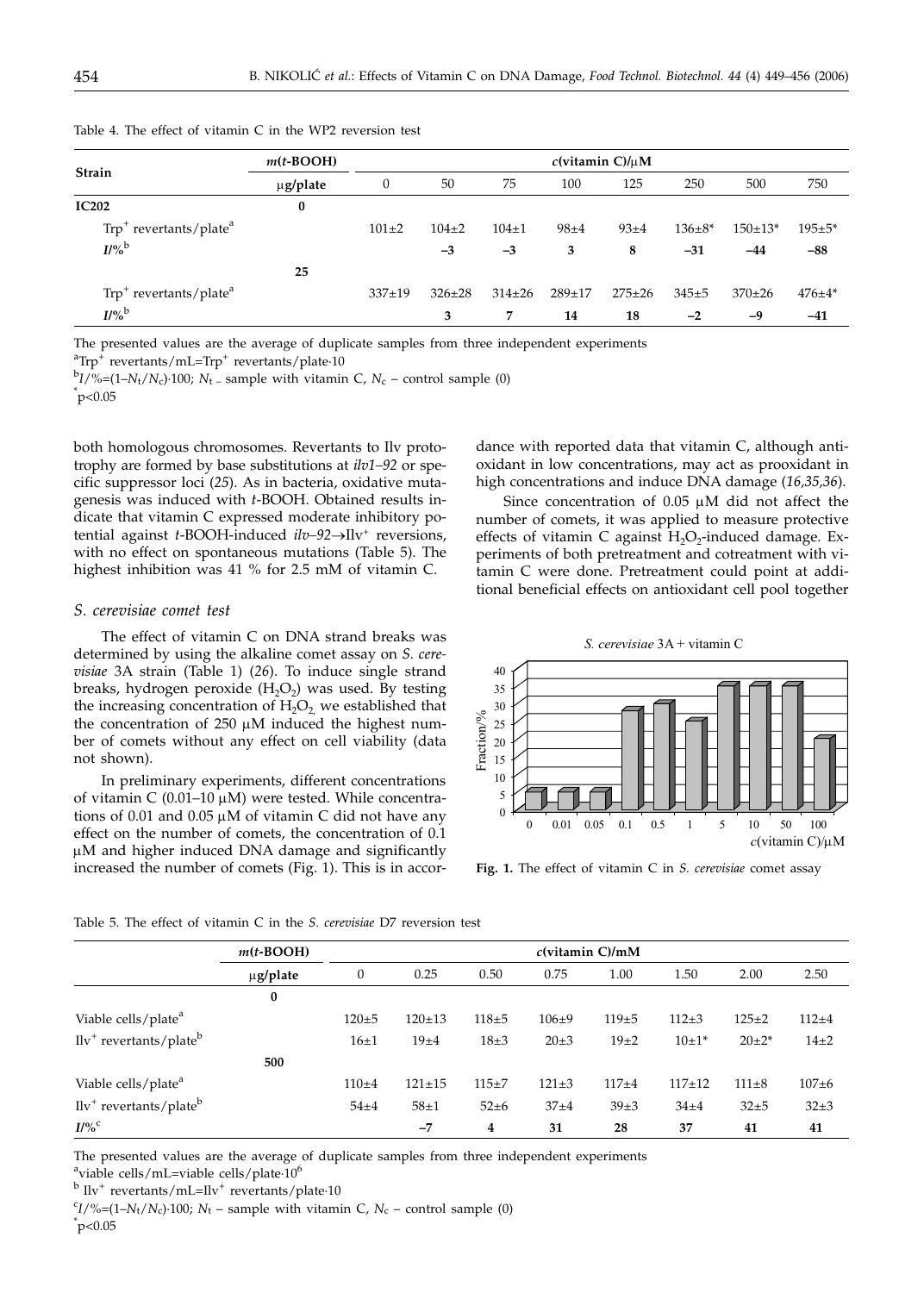Table 4. The effect of vitamin C in the WP2 reversion test

| Strain | $m$(t-BOOH) | $c$(vitamin C)/μM | | | | | | | |
|---|---|---|---|---|---|---|---|---|---|
| | μg/plate | 0 | 50 | 75 | 100 | 125 | 250 | 500 | 750 |
| **IC202** | **0** | | | | | | | | |
| $Trp^+$ revertants/plate[a] | | 101±2 | 104±2 | 104±1 | 98±4 | 93±4 | 136±8* | 150±13* | 195±5* |
| $I$/%[b] | | | **–3** | **–3** | **3** | **8** | **–31** | **–44** | **–88** |
| | **25** | | | | | | | | |
| $Trp^+$ revertants/plate[a] | | 337±19 | 326±28 | 314±26 | 289±17 | 275±26 | 345±5 | 370±26 | 476±4* |
| $I$/%[b] | | | **3** | **7** | **14** | **18** | **–2** | **–9** | **–41** |

The presented values are the average of duplicate samples from three independent experiments

[a] $Trp^+$ revertants/mL=$Trp^+$ revertants/plate·10

[b] $I$/%=$(1–N_t/N_c)·100$; $N_t$ – sample with vitamin C, $N_c$ – control sample (0)

[*] $p<0.05$

both homologous chromosomes. Revertants to Ilv prototrophy are formed by base substitutions at *ilv1–92* or specific suppressor loci (*25*). As in bacteria, oxidative mutagenesis was induced with *t*-BOOH. Obtained results indicate that vitamin C expressed moderate inhibitory potential against *t*-BOOH-induced *ilv–92*→$Ilv^+$ reversions, with no effect on spontaneous mutations (Table 5). The highest inhibition was 41 % for 2.5 mM of vitamin C.

### *S. cerevisiae* comet test

The effect of vitamin C on DNA strand breaks was determined by using the alkaline comet assay on *S. cerevisiae* 3A strain (Table 1) (*26*). To induce single strand breaks, hydrogen peroxide ($H_2O_2$) was used. By testing the increasing concentration of $H_2O_2$, we established that the concentration of 250 μM induced the highest number of comets without any effect on cell viability (data not shown).

In preliminary experiments, different concentrations of vitamin C (0.01–10 μM) were tested. While concentrations of 0.01 and 0.05 μM of vitamin C did not have any effect on the number of comets, the concentration of 0.1 μM and higher induced DNA damage and significantly increased the number of comets (Fig. 1). This is in accordance with reported data that vitamin C, although antioxidant in low concentrations, may act as prooxidant in high concentrations and induce DNA damage (*16,35,36*).

Since concentration of 0.05 μM did not affect the number of comets, it was applied to measure protective effects of vitamin C against $H_2O_2$-induced damage. Experiments of both pretreatment and cotreatment with vitamin C were done. Pretreatment could point at additional beneficial effects on antioxidant cell pool together

**Fig. 1.** The effect of vitamin C in *S. cerevisiae* comet assay

Table 5. The effect of vitamin C in the *S. cerevisiae* D7 reversion test

| | $m$(t-BOOH) | $c$(vitamin C)/mM | | | | | | | |
|---|---|---|---|---|---|---|---|---|---|
| | μg/plate | 0 | 0.25 | 0.50 | 0.75 | 1.00 | 1.50 | 2.00 | 2.50 |
| | **0** | | | | | | | | |
| Viable cells/plate[a] | | 120±5 | 120±13 | 118±5 | 106±9 | 119±5 | 112±3 | 125±2 | 112±4 |
| $Ilv^+$ revertants/plate[b] | | 16±1 | 19±4 | 18±3 | 20±3 | 19±2 | 10±1* | 20±2* | 14±2 |
| | **500** | | | | | | | | |
| Viable cells/plate[a] | | 110±4 | 121±15 | 115±7 | 121±3 | 117±4 | 117±12 | 111±8 | 107±6 |
| $Ilv^+$ revertants/plate[b] | | 54±4 | 58±1 | 52±6 | 37±4 | 39±3 | 34±4 | 32±5 | 32±3 |
| $I$/%[c] | | | **–7** | **4** | **31** | **28** | **37** | **41** | **41** |

The presented values are the average of duplicate samples from three independent experiments

[a] viable cells/mL=viable cells/plate·$10^6$

[b] $Ilv^+$ revertants/mL=$Ilv^+$ revertants/plate·10

[c] $I$/%=$(1–N_t/N_c)·100$; $N_t$ – sample with vitamin C, $N_c$ – control sample (0)

[*] $p<0.05$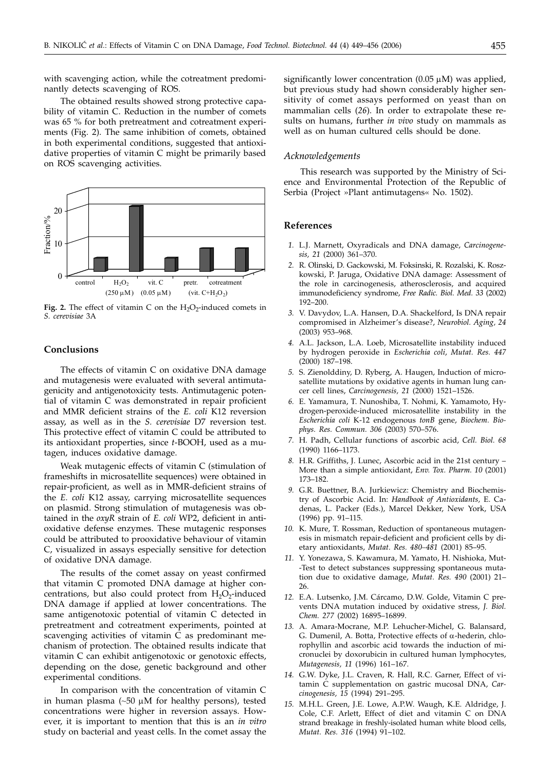with scavenging action, while the cotreatment predominantly detects scavenging of ROS.

The obtained results showed strong protective capability of vitamin C. Reduction in the number of comets was 65 % for both pretreatment and cotreatment experiments (Fig. 2). The same inhibition of comets, obtained in both experimental conditions, suggested that antioxidative properties of vitamin C might be primarily based on ROS scavenging activities.

**Fig. 2.** The effect of vitamin C on the $H_2O_2$-induced comets in *S. cerevisiae* 3A

## Conclusions

The effects of vitamin C on oxidative DNA damage and mutagenesis were evaluated with several antimutagenicity and antigenotoxicity tests. Antimutagenic potential of vitamin C was demonstrated in repair proficient and MMR deficient strains of the *E. coli* K12 reversion assay, as well as in the *S. cerevisiae* D7 reversion test. This protective effect of vitamin C could be attributed to its antioxidant properties, since *t*-BOOH, used as a mutagen, induces oxidative damage.

Weak mutagenic effects of vitamin C (stimulation of frameshifts in microsatellite sequences) were obtained in repair-proficient, as well as in MMR-deficient strains of the *E. coli* K12 assay, carrying microsatellite sequences on plasmid. Strong stimulation of mutagenesis was obtained in the *oxyR* strain of *E. coli* WP2, deficient in antioxidative defense enzymes. These mutagenic responses could be attributed to prooxidative behaviour of vitamin C, visualized in assays especially sensitive for detection of oxidative DNA damage.

The results of the comet assay on yeast confirmed that vitamin C promoted DNA damage at higher concentrations, but also could protect from $H_2O_2$-induced DNA damage if applied at lower concentrations. The same antigenotoxic potential of vitamin C detected in pretreatment and cotreatment experiments, pointed at scavenging activities of vitamin C as predominant mechanism of protection. The obtained results indicate that vitamin C can exhibit antigenotoxic or genotoxic effects, depending on the dose, genetic background and other experimental conditions.

In comparison with the concentration of vitamin C in human plasma (~50 μM for healthy persons), tested concentrations were higher in reversion assays. However, it is important to mention that this is an *in vitro* study on bacterial and yeast cells. In the comet assay the significantly lower concentration (0.05 μM) was applied, but previous study had shown considerably higher sensitivity of comet assays performed on yeast than on mammalian cells (*26*). In order to extrapolate these results on humans, further *in vivo* study on mammals as well as on human cultured cells should be done.

### *Acknowledgements*

This research was supported by the Ministry of Science and Environmental Protection of the Republic of Serbia (Project »Plant antimutagens« No. 1502).

## References

1. L.J. Marnett, Oxyradicals and DNA damage, *Carcinogenesis, 21* (2000) 361–370.
2. R. Olinski, D. Gackowski, M. Foksinski, R. Rozalski, K. Roszkowski, P. Jaruga, Oxidative DNA damage: Assessment of the role in carcinogenesis, atherosclerosis, and acquired immunodeficiency syndrome, *Free Radic. Biol. Med. 33* (2002) 192–200.
3. V. Davydov, L.A. Hansen, D.A. Shackelford, Is DNA repair compromised in Alzheimer's disease?, *Neurobiol. Aging, 24* (2003) 953–968.
4. A.L. Jackson, L.A. Loeb, Microsatellite instability induced by hydrogen peroxide in *Escherichia coli*, *Mutat. Res. 447* (2000) 187–198.
5. S. Zienolddiny, D. Ryberg, A. Haugen, Induction of microsatellite mutations by oxidative agents in human lung cancer cell lines, *Carcinogenesis, 21* (2000) 1521–1526.
6. E. Yamamura, T. Nunoshiba, T. Nohmi, K. Yamamoto, Hydrogen-peroxide-induced microsatellite instability in the *Escherichia coli* K-12 endogenous *tonB* gene, *Biochem. Biophys. Res. Commun. 306* (2003) 570–576.
7. H. Padh, Cellular functions of ascorbic acid, *Cell. Biol. 68* (1990) 1166–1173.
8. H.R. Griffiths, J. Lunec, Ascorbic acid in the 21st century – More than a simple antioxidant, *Env. Tox. Pharm. 10* (2001) 173–182.
9. G.R. Buettner, B.A. Jurkiewicz: Chemistry and Biochemistry of Ascorbic Acid. In: *Handbook of Antioxidants*, E. Cadenas, L. Packer (Eds.), Marcel Dekker, New York, USA (1996) pp. 91–115.
10. K. Mure, T. Rossman, Reduction of spontaneous mutagenesis in mismatch repair-deficient and proficient cells by dietary antioxidants, *Mutat. Res. 480–481* (2001) 85–95.
11. Y. Yonezawa, S. Kawamura, M. Yamato, H. Nishioka, Mut-Test to detect substances suppressing spontaneous mutation due to oxidative damage, *Mutat. Res. 490* (2001) 21–26.
12. E.A. Lutsenko, J.M. Cárcamo, D.W. Golde, Vitamin C prevents DNA mutation induced by oxidative stress, *J. Biol. Chem. 277* (2002) 16895–16899.
13. A. Amara-Mocrane, M.P. Lehucher-Michel, G. Balansard, G. Dumenil, A. Botta, Protective effects of α-hederin, chlorophyllin and ascorbic acid towards the induction of micronuclei by doxorubicin in cultured human lymphocytes, *Mutagenesis, 11* (1996) 161–167.
14. G.W. Dyke, J.L. Craven, R. Hall, R.C. Garner, Effect of vitamin C supplementation on gastric mucosal DNA, *Carcinogenesis, 15* (1994) 291–295.
15. M.H.L. Green, J.E. Lowe, A.P.W. Waugh, K.E. Aldridge, J. Cole, C.F. Arlett, Effect of diet and vitamin C on DNA strand breakage in freshly-isolated human white blood cells, *Mutat. Res. 316* (1994) 91–102.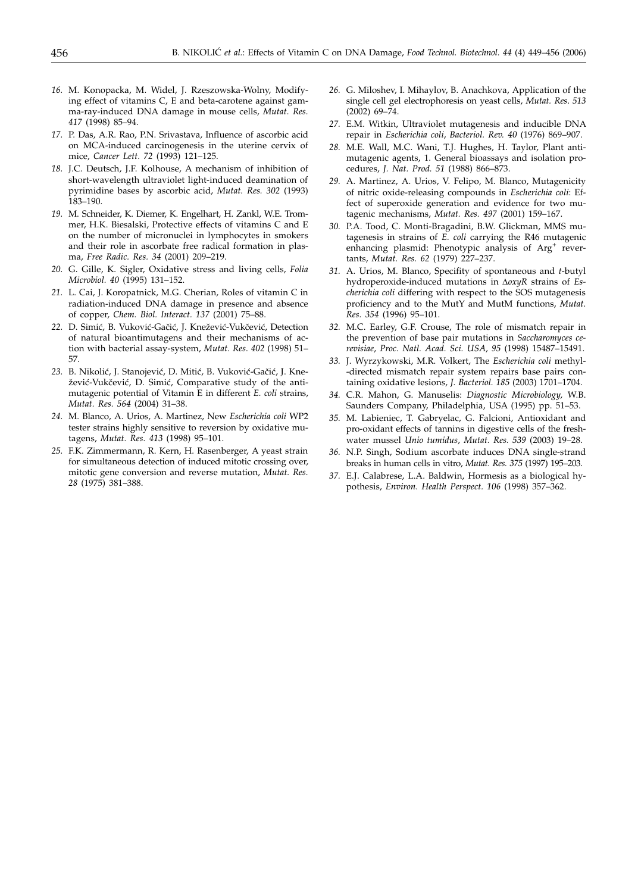16. M. Konopacka, M. Widel, J. Rzeszowska-Wolny, Modifying effect of vitamins C, E and beta-carotene against gamma-ray-induced DNA damage in mouse cells, *Mutat. Res. 417* (1998) 85–94.

17. P. Das, A.R. Rao, P.N. Srivastava, Influence of ascorbic acid on MCA-induced carcinogenesis in the uterine cervix of mice, *Cancer Lett. 72* (1993) 121–125.

18. J.C. Deutsch, J.F. Kolhouse, A mechanism of inhibition of short-wavelength ultraviolet light-induced deamination of pyrimidine bases by ascorbic acid, *Mutat. Res. 302* (1993) 183–190.

19. M. Schneider, K. Diemer, K. Engelhart, H. Zankl, W.E. Trommer, H.K. Biesalski, Protective effects of vitamins C and E on the number of micronuclei in lymphocytes in smokers and their role in ascorbate free radical formation in plasma, *Free Radic. Res. 34* (2001) 209–219.

20. G. Gille, K. Sigler, Oxidative stress and living cells, *Folia Microbiol. 40* (1995) 131–152.

21. L. Cai, J. Koropatnick, M.G. Cherian, Roles of vitamin C in radiation-induced DNA damage in presence and absence of copper, *Chem. Biol. Interact. 137* (2001) 75–88.

22. D. Simić, B. Vuković-Gačić, J. Knežević-Vukčević, Detection of natural bioantimutagens and their mechanisms of action with bacterial assay-system, *Mutat. Res. 402* (1998) 51–57.

23. B. Nikolić, J. Stanojević, D. Mitić, B. Vuković-Gačić, J. Knežević-Vukčević, D. Simić, Comparative study of the antimutagenic potential of Vitamin E in different *E. coli* strains, *Mutat. Res. 564* (2004) 31–38.

24. M. Blanco, A. Urios, A. Martinez, New *Escherichia coli* WP2 tester strains highly sensitive to reversion by oxidative mutagens, *Mutat. Res. 413* (1998) 95–101.

25. F.K. Zimmermann, R. Kern, H. Rasenberger, A yeast strain for simultaneous detection of induced mitotic crossing over, mitotic gene conversion and reverse mutation, *Mutat. Res. 28* (1975) 381–388.

26. G. Miloshev, I. Mihaylov, B. Anachkova, Application of the single cell gel electrophoresis on yeast cells, *Mutat. Res. 513* (2002) 69–74.

27. E.M. Witkin, Ultraviolet mutagenesis and inducible DNA repair in *Escherichia coli*, *Bacteriol. Rev. 40* (1976) 869–907.

28. M.E. Wall, M.C. Wani, T.J. Hughes, H. Taylor, Plant antimutagenic agents, 1. General bioassays and isolation procedures, *J. Nat. Prod. 51* (1988) 866–873.

29. A. Martinez, A. Urios, V. Felipo, M. Blanco, Mutagenicity of nitric oxide-releasing compounds in *Escherichia coli*: Effect of superoxide generation and evidence for two mutagenic mechanisms, *Mutat. Res. 497* (2001) 159–167.

30. P.A. Tood, C. Monti-Bragadini, B.W. Glickman, MMS mutagenesis in strains of *E. coli* carrying the R46 mutagenic enhancing plasmid: Phenotypic analysis of $Arg^{+}$ revertants, *Mutat. Res. 62* (1979) 227–237.

31. A. Urios, M. Blanco, Specifity of spontaneous and *t*-butyl hydroperoxide-induced mutations in Δ*oxyR* strains of *Escherichia coli* differing with respect to the SOS mutagenesis proficiency and to the MutY and MutM functions, *Mutat. Res. 354* (1996) 95–101.

32. M.C. Earley, G.F. Crouse, The role of mismatch repair in the prevention of base pair mutations in *Saccharomyces cerevisiae*, *Proc. Natl. Acad. Sci. USA, 95* (1998) 15487–15491.

33. J. Wyrzykowski, M.R. Volkert, The *Escherichia coli* methyl-directed mismatch repair system repairs base pairs containing oxidative lesions, *J. Bacteriol. 185* (2003) 1701–1704.

34. C.R. Mahon, G. Manuselis: *Diagnostic Microbiology*, W.B. Saunders Company, Philadelphia, USA (1995) pp. 51–53.

35. M. Labieniec, T. Gabryelac, G. Falcioni, Antioxidant and pro-oxidant effects of tannins in digestive cells of the freshwater mussel *Unio tumidus*, *Mutat. Res. 539* (2003) 19–28.

36. N.P. Singh, Sodium ascorbate induces DNA single-strand breaks in human cells in vitro, *Mutat. Res. 375* (1997) 195–203.

37. E.J. Calabrese, L.A. Baldwin, Hormesis as a biological hypothesis, *Environ. Health Perspect. 106* (1998) 357–362.